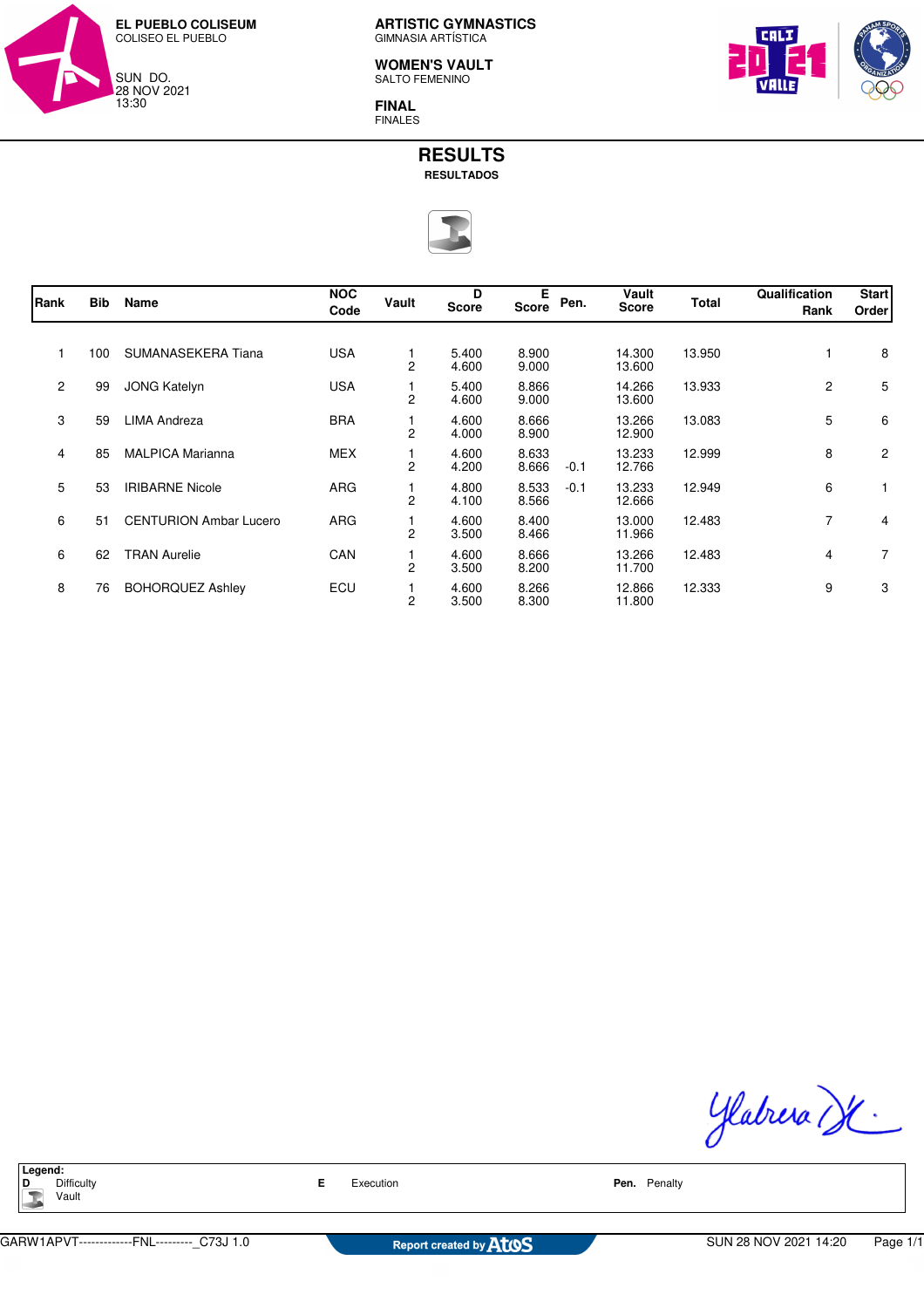EL PUEBLO COLISEUM
COLISEO EL PUEBLO

SUN DO.
28 NOV 2021
13:30

**ARTISTIC GYMNASTICS**
GIMNASIA ARTÍSTICA

**WOMEN'S VAULT**
SALTO FEMENINO

**FINAL**
FINALES

# RESULTS
**RESULTADOS**

| Rank | Bib | Name | NOC Code | Vault | D Score | E Score | Pen. | Vault Score | Total | Qualification Rank | Start Order |
|---|---|---|---|---|---|---|---|---|---|---|---|
| 1 | 100 | SUMANASEKERA Tiana | USA | 1 | 5.400 | 8.900 | | 14.300 | 13.950 | 1 | 8 |
| | | | | 2 | 4.600 | 9.000 | | 13.600 | | | |
| 2 | 99 | JONG Katelyn | USA | 1 | 5.400 | 8.866 | | 14.266 | 13.933 | 2 | 5 |
| | | | | 2 | 4.600 | 9.000 | | 13.600 | | | |
| 3 | 59 | LIMA Andreza | BRA | 1 | 4.600 | 8.666 | | 13.266 | 13.083 | 5 | 6 |
| | | | | 2 | 4.000 | 8.900 | | 12.900 | | | |
| 4 | 85 | MALPICA Marianna | MEX | 1 | 4.600 | 8.633 | | 13.233 | 12.999 | 8 | 2 |
| | | | | 2 | 4.200 | 8.666 | -0.1 | 12.766 | | | |
| 5 | 53 | IRIBARNE Nicole | ARG | 1 | 4.800 | 8.533 | -0.1 | 13.233 | 12.949 | 6 | 1 |
| | | | | 2 | 4.100 | 8.566 | | 12.666 | | | |
| 6 | 51 | CENTURION Ambar Lucero | ARG | 1 | 4.600 | 8.400 | | 13.000 | 12.483 | 7 | 4 |
| | | | | 2 | 3.500 | 8.466 | | 11.966 | | | |
| 6 | 62 | TRAN Aurelie | CAN | 1 | 4.600 | 8.666 | | 13.266 | 12.483 | 4 | 7 |
| | | | | 2 | 3.500 | 8.200 | | 11.700 | | | |
| 8 | 76 | BOHORQUEZ Ashley | ECU | 1 | 4.600 | 8.266 | | 12.866 | 12.333 | 9 | 3 |
| | | | | 2 | 3.500 | 8.300 | | 11.800 | | | |

**Legend:**
**D** Difficulty
Vault
**E** Execution
**Pen.** Penalty

GARW1APVT------------FNL---------_C73J 1.0

Report created by Atos

SUN 28 NOV 2021 14:20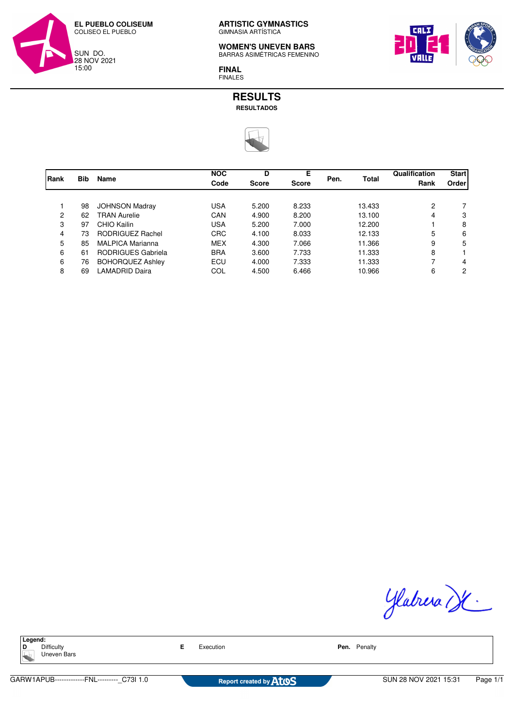**EL PUEBLO COLISEUM**
COLISEO EL PUEBLO

SUN DO.
28 NOV 2021
15:00

**ARTISTIC GYMNASTICS**
GIMNASIA ARTÍSTICA

**WOMEN'S UNEVEN BARS**
BARRAS ASIMÉTRICAS FEMENINO

**FINAL**
FINALES

# RESULTS
**RESULTADOS**

| Rank | Bib | Name | NOC Code | D Score | E Score | Pen. | Total | Qualification Rank | Start Order |
|---|---|---|---|---|---|---|---|---|---|
| 1 | 98 | JOHNSON Madray | USA | 5.200 | 8.233 | | 13.433 | 2 | 7 |
| 2 | 62 | TRAN Aurelie | CAN | 4.900 | 8.200 | | 13.100 | 4 | 3 |
| 3 | 97 | CHIO Kailin | USA | 5.200 | 7.000 | | 12.200 | 1 | 8 |
| 4 | 73 | RODRIGUEZ Rachel | CRC | 4.100 | 8.033 | | 12.133 | 5 | 6 |
| 5 | 85 | MALPICA Marianna | MEX | 4.300 | 7.066 | | 11.366 | 9 | 5 |
| 6 | 61 | RODRIGUES Gabriela | BRA | 3.600 | 7.733 | | 11.333 | 8 | 1 |
| 6 | 76 | BOHORQUEZ Ashley | ECU | 4.000 | 7.333 | | 11.333 | 7 | 4 |
| 8 | 69 | LAMADRID Daira | COL | 4.500 | 6.466 | | 10.966 | 6 | 2 |

**Legend:**
**D** Difficulty
Uneven Bars
**E** Execution
**Pen.** Penalty

GARW1APUB-------------FNL---------_C73I 1.0
Report created by Atos
SUN 28 NOV 2021 15:31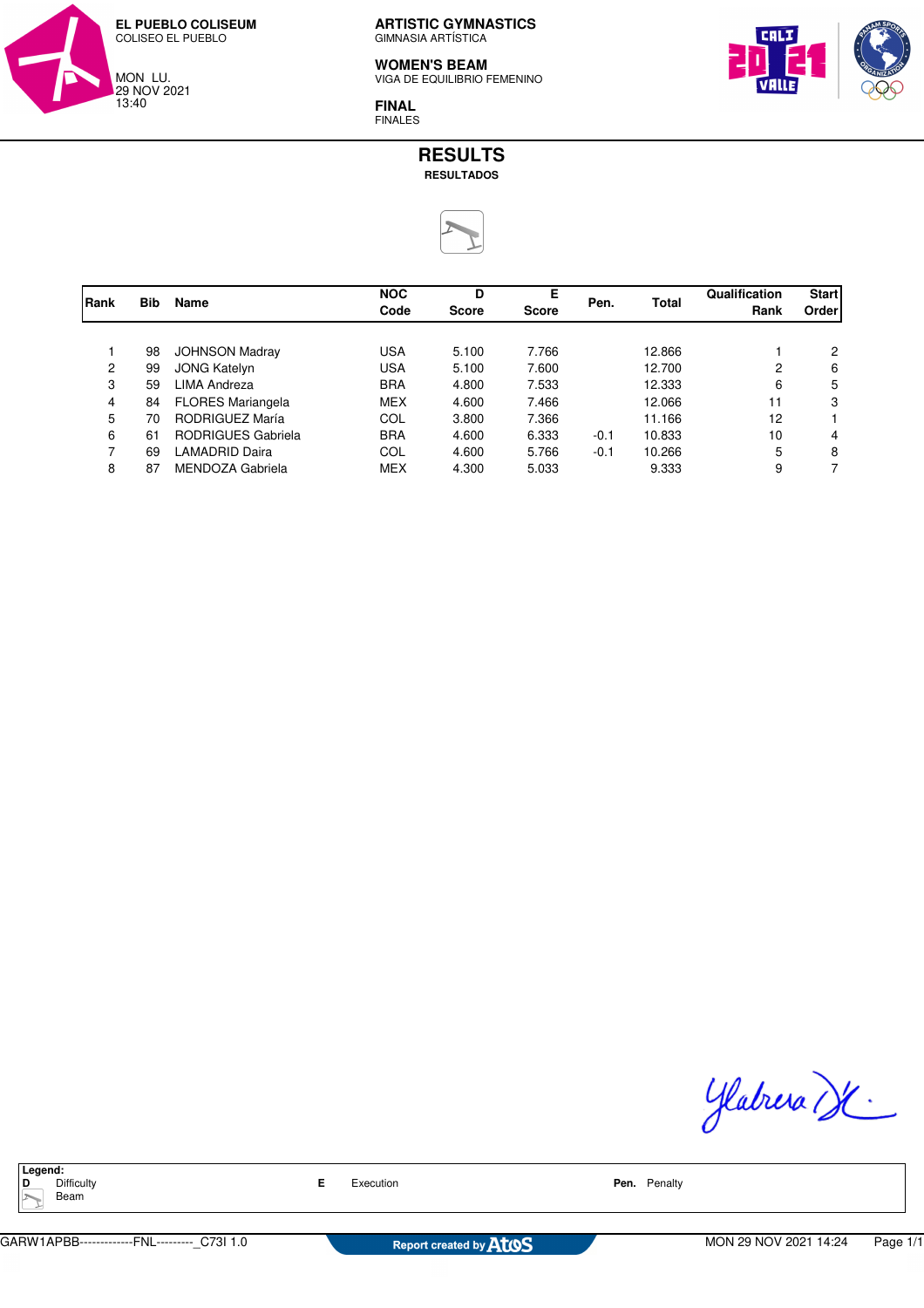EL PUEBLO COLISEUM
COLISEO EL PUEBLO

MON LU.
29 NOV 2021
13:40

## ARTISTIC GYMNASTICS
GIMNASIA ARTÍSTICA

## WOMEN'S BEAM
VIGA DE EQUILIBRIO FEMENINO

## FINAL
FINALES

# RESULTS
**RESULTADOS**

| Rank | Bib | Name | NOC Code | D Score | E Score | Pen. | Total | Qualification Rank | Start Order |
|---|---|---|---|---|---|---|---|---|---|
| 1 | 98 | JOHNSON Madray | USA | 5.100 | 7.766 | | 12.866 | 1 | 2 |
| 2 | 99 | JONG Katelyn | USA | 5.100 | 7.600 | | 12.700 | 2 | 6 |
| 3 | 59 | LIMA Andreza | BRA | 4.800 | 7.533 | | 12.333 | 6 | 5 |
| 4 | 84 | FLORES Mariangela | MEX | 4.600 | 7.466 | | 12.066 | 11 | 3 |
| 5 | 70 | RODRIGUEZ María | COL | 3.800 | 7.366 | | 11.166 | 12 | 1 |
| 6 | 61 | RODRIGUES Gabriela | BRA | 4.600 | 6.333 | -0.1 | 10.833 | 10 | 4 |
| 7 | 69 | LAMADRID Daira | COL | 4.600 | 5.766 | -0.1 | 10.266 | 5 | 8 |
| 8 | 87 | MENDOZA Gabriela | MEX | 4.300 | 5.033 | | 9.333 | 9 | 7 |

**Legend:**
**D** Difficulty
Beam
**E** Execution
**Pen.** Penalty

GARW1APBB-------------FNL---------_C73I 1.0 Report created by Atos MON 29 NOV 2021 14:24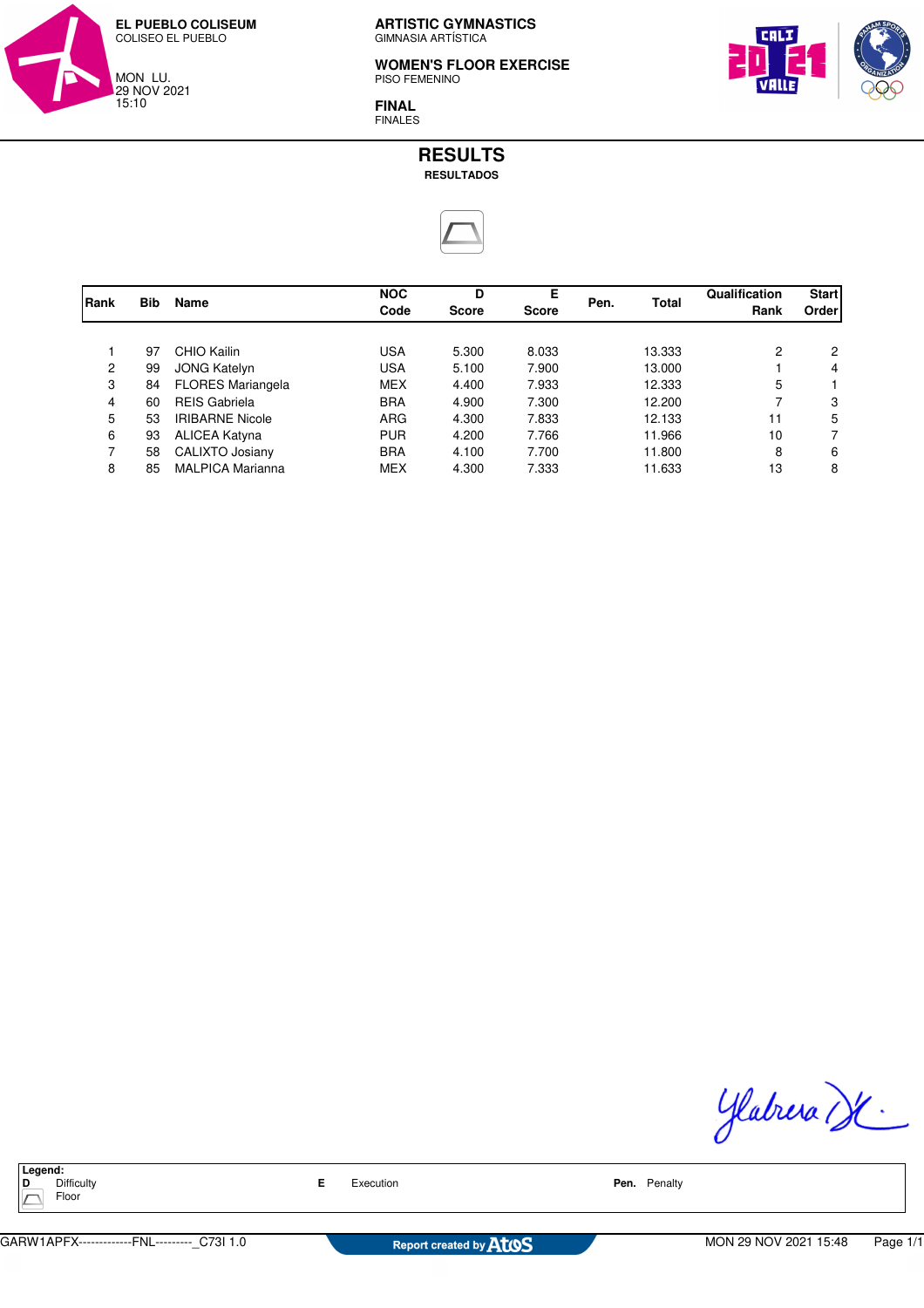EL PUEBLO COLISEUM
COLISEO EL PUEBLO

MON LU.
29 NOV 2021
15:10

# ARTISTIC GYMNASTICS
GIMNASIA ARTÍSTICA

## WOMEN'S FLOOR EXERCISE
PISO FEMENINO

## FINAL
FINALES

# RESULTS
RESULTADOS

| Rank | Bib | Name | NOC Code | D Score | E Score | Pen. | Total | Qualification Rank | Start Order |
|---|---|---|---|---|---|---|---|---|---|
| 1 | 97 | CHIO Kailin | USA | 5.300 | 8.033 | | 13.333 | 2 | 2 |
| 2 | 99 | JONG Katelyn | USA | 5.100 | 7.900 | | 13.000 | 1 | 4 |
| 3 | 84 | FLORES Mariangela | MEX | 4.400 | 7.933 | | 12.333 | 5 | 1 |
| 4 | 60 | REIS Gabriela | BRA | 4.900 | 7.300 | | 12.200 | 7 | 3 |
| 5 | 53 | IRIBARNE Nicole | ARG | 4.300 | 7.833 | | 12.133 | 11 | 5 |
| 6 | 93 | ALICEA Katyna | PUR | 4.200 | 7.766 | | 11.966 | 10 | 7 |
| 7 | 58 | CALIXTO Josiany | BRA | 4.100 | 7.700 | | 11.800 | 8 | 6 |
| 8 | 85 | MALPICA Marianna | MEX | 4.300 | 7.333 | | 11.633 | 13 | 8 |

**Legend:**
**D** Difficulty
Floor
**E** Execution
**Pen.** Penalty

GARW1APFX------------FNL---------_C73I 1.0 — Report created by Atos — MON 29 NOV 2021 15:48